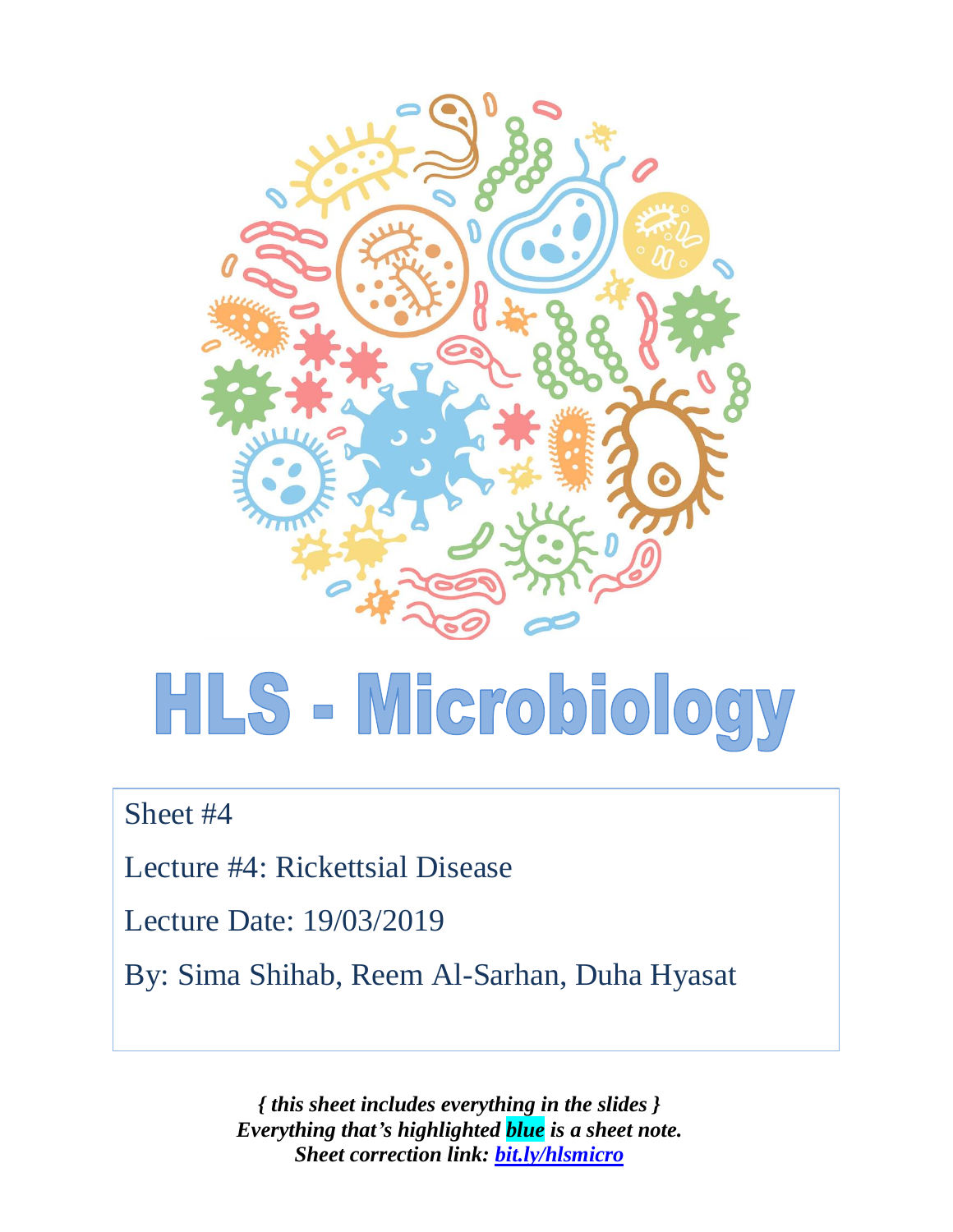# HLS - Microbiology

Sheet #4

Lecture #4: Rickettsial Disease

Lecture Date: 19/03/2019

By: Sima Shihab, Reem Al-Sarhan, Duha Hyasat

***{ this sheet includes everything in the slides }***
***Everything that's highlighted blue is a sheet note.***
***Sheet correction link: bit.ly/hlsmicro***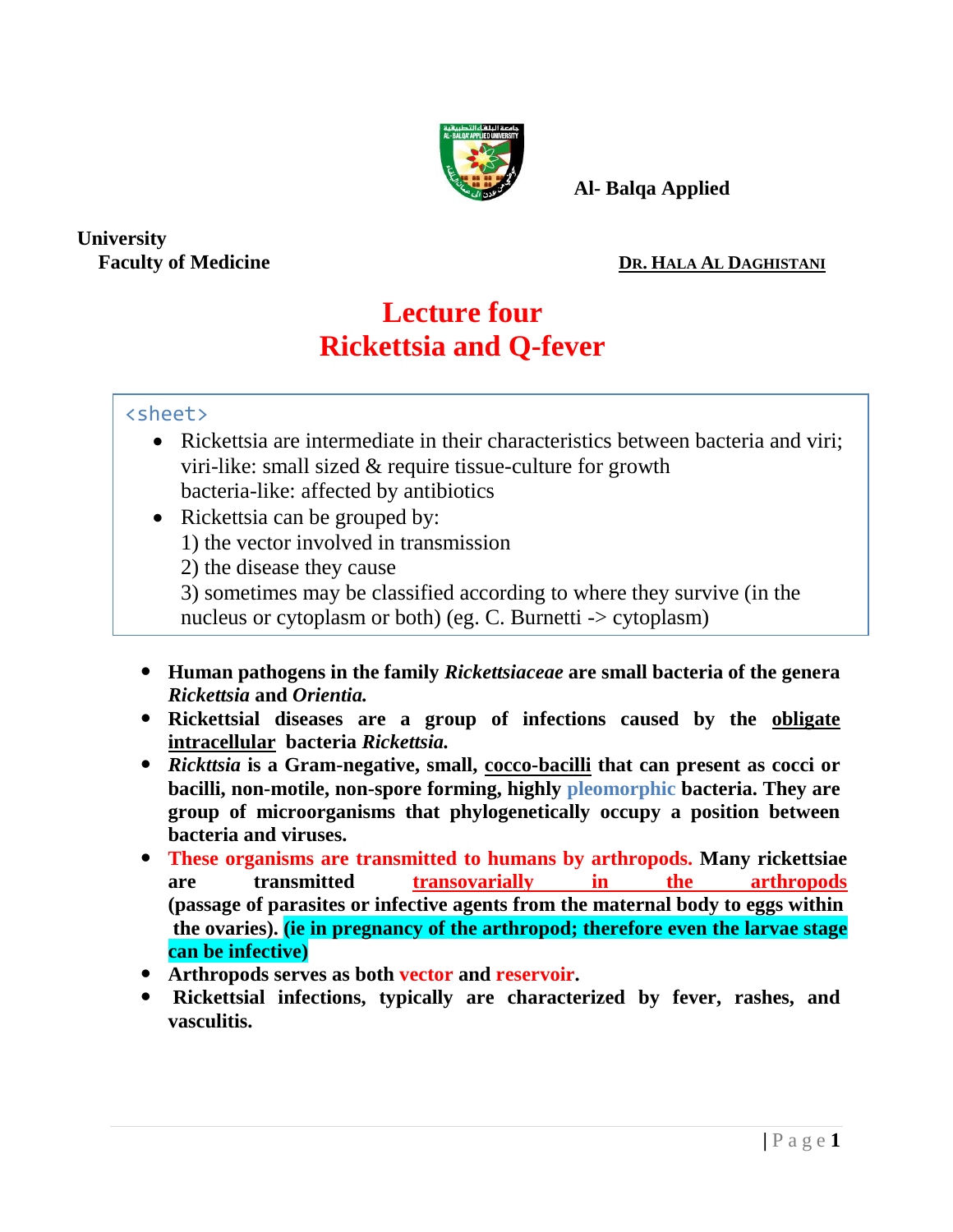Al- Balqa Applied University
Faculty of Medicine

**DR. HALA AL DAGHISTANI**

# Lecture four
# Rickettsia and Q-fever

<sheet>

- Rickettsia are intermediate in their characteristics between bacteria and viri; viri-like: small sized & require tissue-culture for growth bacteria-like: affected by antibiotics
- Rickettsia can be grouped by:
  1) the vector involved in transmission
  2) the disease they cause
  3) sometimes may be classified according to where they survive (in the nucleus or cytoplasm or both) (eg. C. Burnetti -> cytoplasm)

- **Human pathogens in the family *Rickettsiaceae* are small bacteria of the genera *Rickettsia* and *Orientia.***
- **Rickettsial diseases are a group of infections caused by the obligate intracellular bacteria *Rickettsia.***
- ***Rickttsia* is a Gram-negative, small, cocco-bacilli that can present as cocci or bacilli, non-motile, non-spore forming, highly pleomorphic bacteria. They are group of microorganisms that phylogenetically occupy a position between bacteria and viruses.**
- **These organisms are transmitted to humans by arthropods. Many rickettsiae are transmitted transovarially in the arthropods (passage of parasites or infective agents from the maternal body to eggs within the ovaries). (ie in pregnancy of the arthropod; therefore even the larvae stage can be infective)**
- **Arthropods serves as both vector and reservoir.**
- **Rickettsial infections, typically are characterized by fever, rashes, and vasculitis.**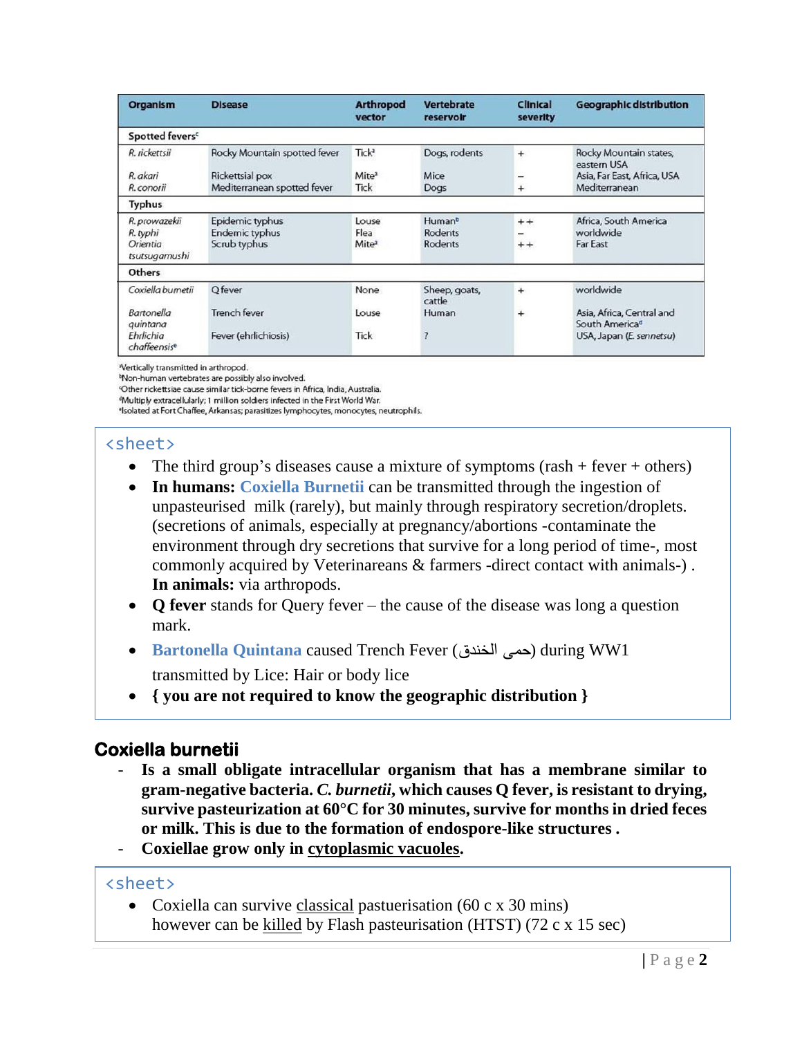| Organism | Disease | Arthropod vector | Vertebrate reservoir | Clinical severity | Geographic distribution |
|---|---|---|---|---|---|
| **Spotted fevers**[c] | | | | | |
| *R. rickettsii* | Rocky Mountain spotted fever | Tick[a] | Dogs, rodents | + | Rocky Mountain states, eastern USA |
| *R. akari* | Rickettsial pox | Mite[a] | Mice | – | Asia, Far East, Africa, USA |
| *R. conorii* | Mediterranean spotted fever | Tick | Dogs | + | Mediterranean |
| **Typhus** | | | | | |
| *R. prowazekii* | Epidemic typhus | Louse | Human[b] | ++ | Africa, South America |
| *R. typhi* | Endemic typhus | Flea | Rodents | – | worldwide |
| *Orientia tsutsugamushi* | Scrub typhus | Mite[a] | Rodents | ++ | Far East |
| **Others** | | | | | |
| *Coxiella burnetii* | Q fever | None | Sheep, goats, cattle | + | worldwide |
| *Bartonella quintana* | Trench fever | Louse | Human | + | Asia, Africa, Central and South America[d] |
| *Ehrlichia chaffeensis*[e] | Fever (ehrlichiosis) | Tick | ? | | USA, Japan (*E. sennetsu*) |

[a]Vertically transmitted in arthropod.
[b]Non-human vertebrates are possibly also involved.
[c]Other rickettsiae cause similar tick-borne fevers in Africa, India, Australia.
[d]Multiply extracellularly; 1 million soldiers infected in the First World War.
[e]Isolated at Fort Chaffee, Arkansas; parasitizes lymphocytes, monocytes, neutrophils.

<sheet>

- The third group's diseases cause a mixture of symptoms (rash + fever + others)
- **In humans:** Coxiella Burnetii can be transmitted through the ingestion of unpasteurised milk (rarely), but mainly through respiratory secretion/droplets. (secretions of animals, especially at pregnancy/abortions -contaminate the environment through dry secretions that survive for a long period of time-, most commonly acquired by Veterinareans & farmers -direct contact with animals-) . **In animals:** via arthropods.
- **Q fever** stands for Query fever – the cause of the disease was long a question mark.
- **Bartonella Quintana** caused Trench Fever (حمى الخندق) during WW1 transmitted by Lice: Hair or body lice
- **{ you are not required to know the geographic distribution }**

## Coxiella burnetii

- **Is a small obligate intracellular organism that has a membrane similar to gram-negative bacteria. *C. burnetii*, which causes Q fever, is resistant to drying, survive pasteurization at 60°C for 30 minutes, survive for months in dried feces or milk. This is due to the formation of endospore-like structures .**
- **Coxiellae grow only in cytoplasmic vacuoles.**

<sheet>

- Coxiella can survive classical pastuerisation (60 c x 30 mins) however can be killed by Flash pasteurisation (HTST) (72 c x 15 sec)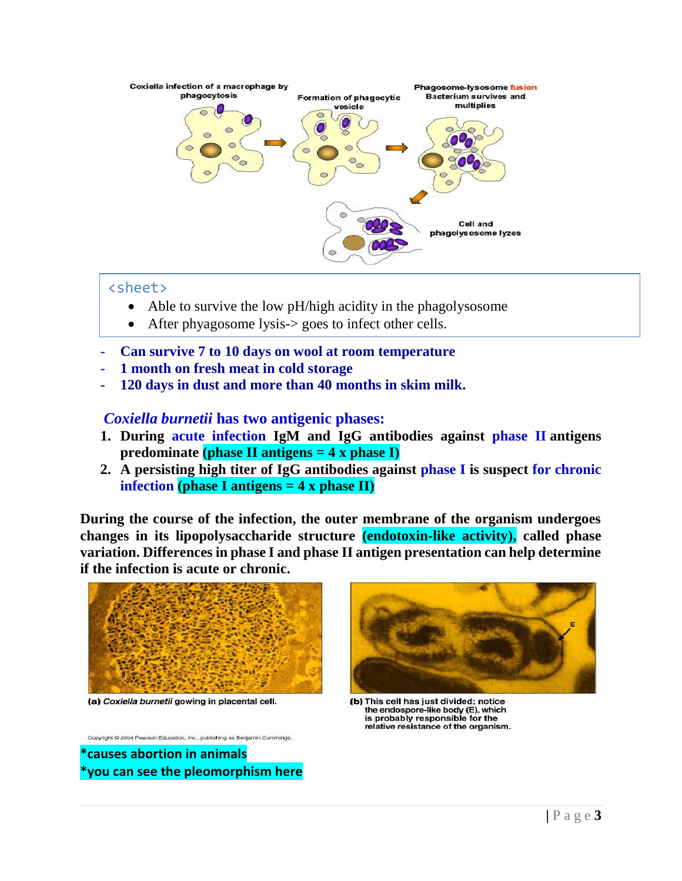Coxiella infection of a macrophage by phagocytosis

Formation of phagocytic vesicle

Phagosome-lysosome fusion Bacterium survives and multiplies

Cell and phagolysosome lyzes

<sheet>

- Able to survive the low pH/high acidity in the phagolysosome
- After phyagosome lysis-> goes to infect other cells.

- **Can survive 7 to 10 days on wool at room temperature**
- **1 month on fresh meat in cold storage**
- **120 days in dust and more than 40 months in skim milk.**

### *Coxiella burnetii* has two antigenic phases:

1. **During acute infection IgM and IgG antibodies against phase II antigens predominate (phase II antigens = 4 x phase I)**
2. **A persisting high titer of IgG antibodies against phase I is suspect for chronic infection (phase I antigens = 4 x phase II)**

**During the course of the infection, the outer membrane of the organism undergoes changes in its lipopolysaccharide structure (endotoxin-like activity), called phase variation. Differences in phase I and phase II antigen presentation can help determine if the infection is acute or chronic.**

(a) *Coxiella burnetii* gowing in placental cell.

(b) This cell has just divided; notice the endospore-like body (E), which is probably responsible for the relative resistance of the organism.

Copyright © 2004 Pearson Education, Inc., publishing as Benjamin Cummings.

*causes abortion in animals
*you can see the pleomorphism here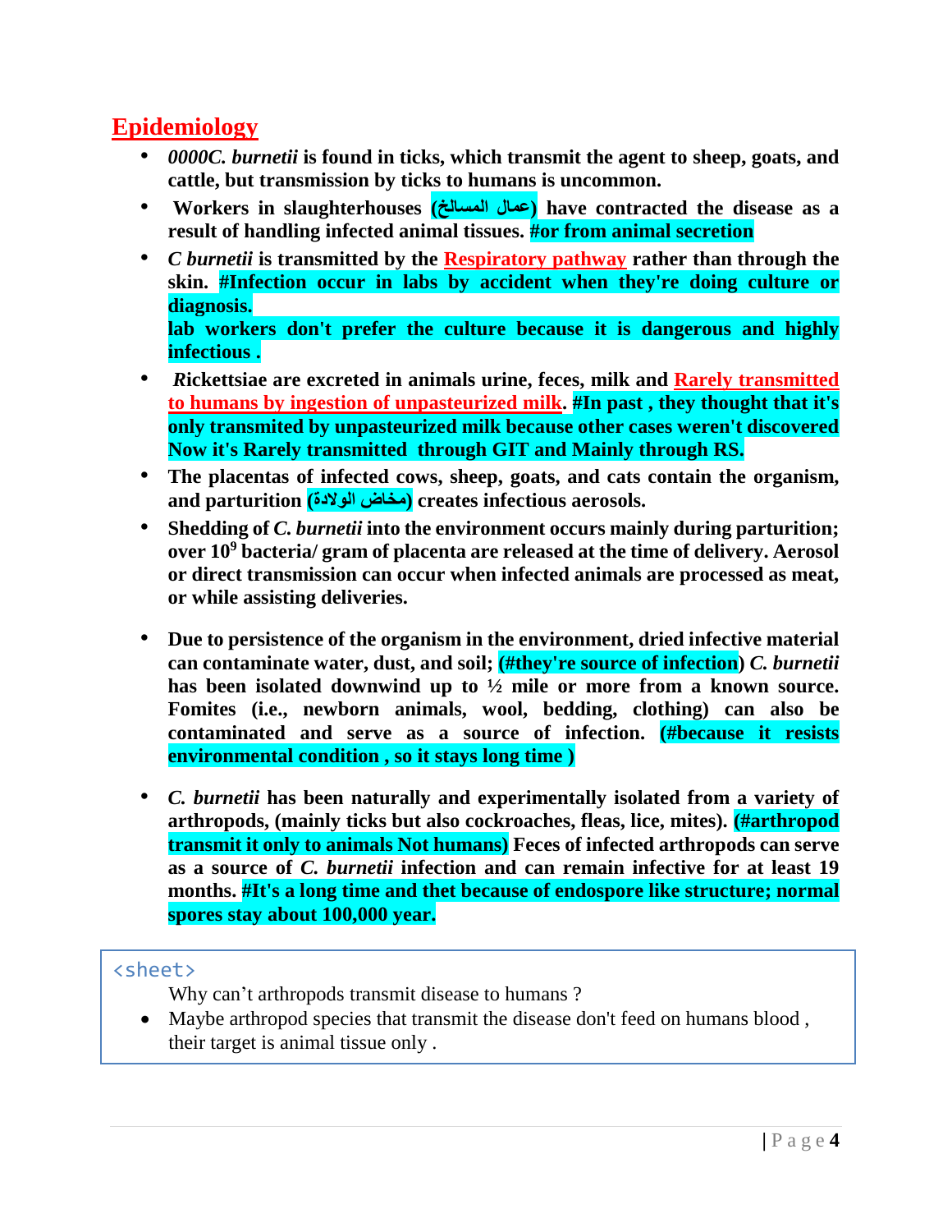## Epidemiology

- ***0000C. burnetii*** **is found in ticks, which transmit the agent to sheep, goats, and cattle, but transmission by ticks to humans is uncommon.**
- **Workers in slaughterhouses (عمال المسالخ) have contracted the disease as a result of handling infected animal tissues. #or from animal secretion**
- ***C burnetii*** **is transmitted by the Respiratory pathway rather than through the skin. #Infection occur in labs by accident when they're doing culture or diagnosis.**
  **lab workers don't prefer the culture because it is dangerous and highly infectious .**
- ***R*****ickettsiae are excreted in animals urine, feces, milk and Rarely transmitted to humans by ingestion of unpasteurized milk. #In past , they thought that it's only transmited by unpasteurized milk because other cases weren't discovered Now it's Rarely transmitted through GIT and Mainly through RS.**
- **The placentas of infected cows, sheep, goats, and cats contain the organism, and parturition (مخاض الولادة) creates infectious aerosols.**
- **Shedding of *C. burnetii* into the environment occurs mainly during parturition; over $10^9$ bacteria/ gram of placenta are released at the time of delivery. Aerosol or direct transmission can occur when infected animals are processed as meat, or while assisting deliveries.**
- **Due to persistence of the organism in the environment, dried infective material can contaminate water, dust, and soil; (#they're source of infection) *C. burnetii* has been isolated downwind up to ½ mile or more from a known source. Fomites (i.e., newborn animals, wool, bedding, clothing) can also be contaminated and serve as a source of infection. (#because it resists environmental condition , so it stays long time )**
- ***C. burnetii*** **has been naturally and experimentally isolated from a variety of arthropods, (mainly ticks but also cockroaches, fleas, lice, mites). (#arthropod transmit it only to animals Not humans) Feces of infected arthropods can serve as a source of *C. burnetii* infection and can remain infective for at least 19 months. #It's a long time and thet because of endospore like structure; normal spores stay about 100,000 year.**

<sheet>

Why can't arthropods transmit disease to humans ?

- Maybe arthropod species that transmit the disease don't feed on humans blood , their target is animal tissue only .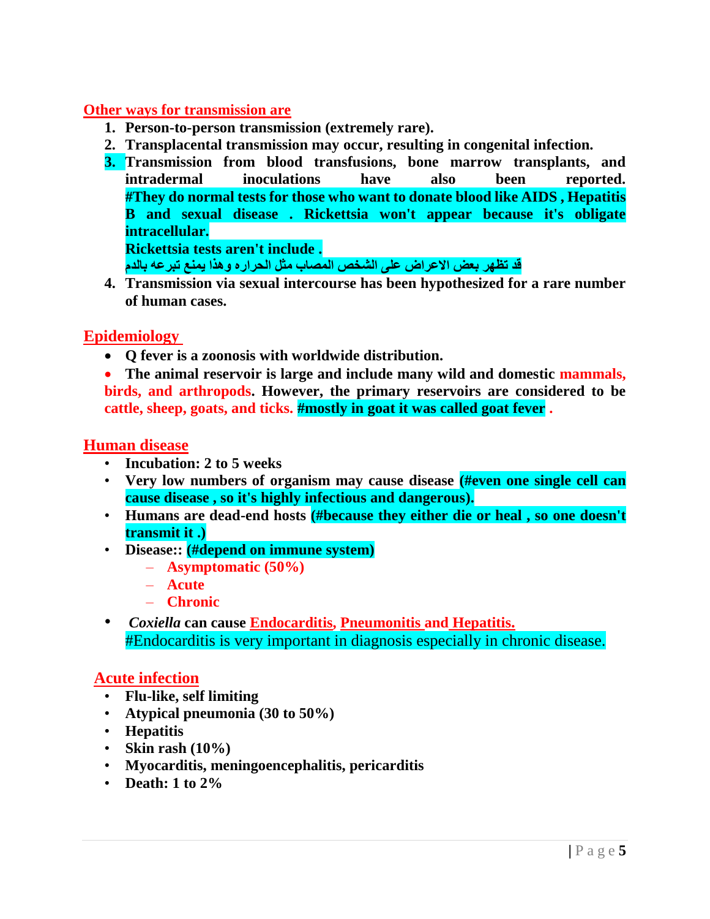## Other ways for transmission are

1. **Person-to-person transmission (extremely rare).**
2. **Transplacental transmission may occur, resulting in congenital infection.**
3. **Transmission from blood transfusions, bone marrow transplants, and intradermal inoculations have also been reported.**
   **#They do normal tests for those who want to donate blood like AIDS , Hepatitis B and sexual disease . Rickettsia won't appear because it's obligate intracellular.**
   **Rickettsia tests aren't include .**
   **قد تظهر بعض الاعراض على الشخص المصاب مثل الحراره وهذا يمنع تبرعه بالدم**
4. **Transmission via sexual intercourse has been hypothesized for a rare number of human cases.**

## Epidemiology

- **Q fever is a zoonosis with worldwide distribution.**
- **The animal reservoir is large and include many wild and domestic mammals, birds, and arthropods. However, the primary reservoirs are considered to be cattle, sheep, goats, and ticks. #mostly in goat it was called goat fever .**

## Human disease

- **Incubation: 2 to 5 weeks**
- **Very low numbers of organism may cause disease (#even one single cell can cause disease , so it's highly infectious and dangerous).**
- **Humans are dead-end hosts (#because they either die or heal , so one doesn't transmit it .)**
- **Disease:: (#depend on immune system)**
  - **Asymptomatic (50%)**
  - **Acute**
  - **Chronic**
- ***Coxiella* can cause Endocarditis, Pneumonitis and Hepatitis.**
  #Endocarditis is very important in diagnosis especially in chronic disease.

## Acute infection

- **Flu-like, self limiting**
- **Atypical pneumonia (30 to 50%)**
- **Hepatitis**
- **Skin rash (10%)**
- **Myocarditis, meningoencephalitis, pericarditis**
- **Death: 1 to 2%**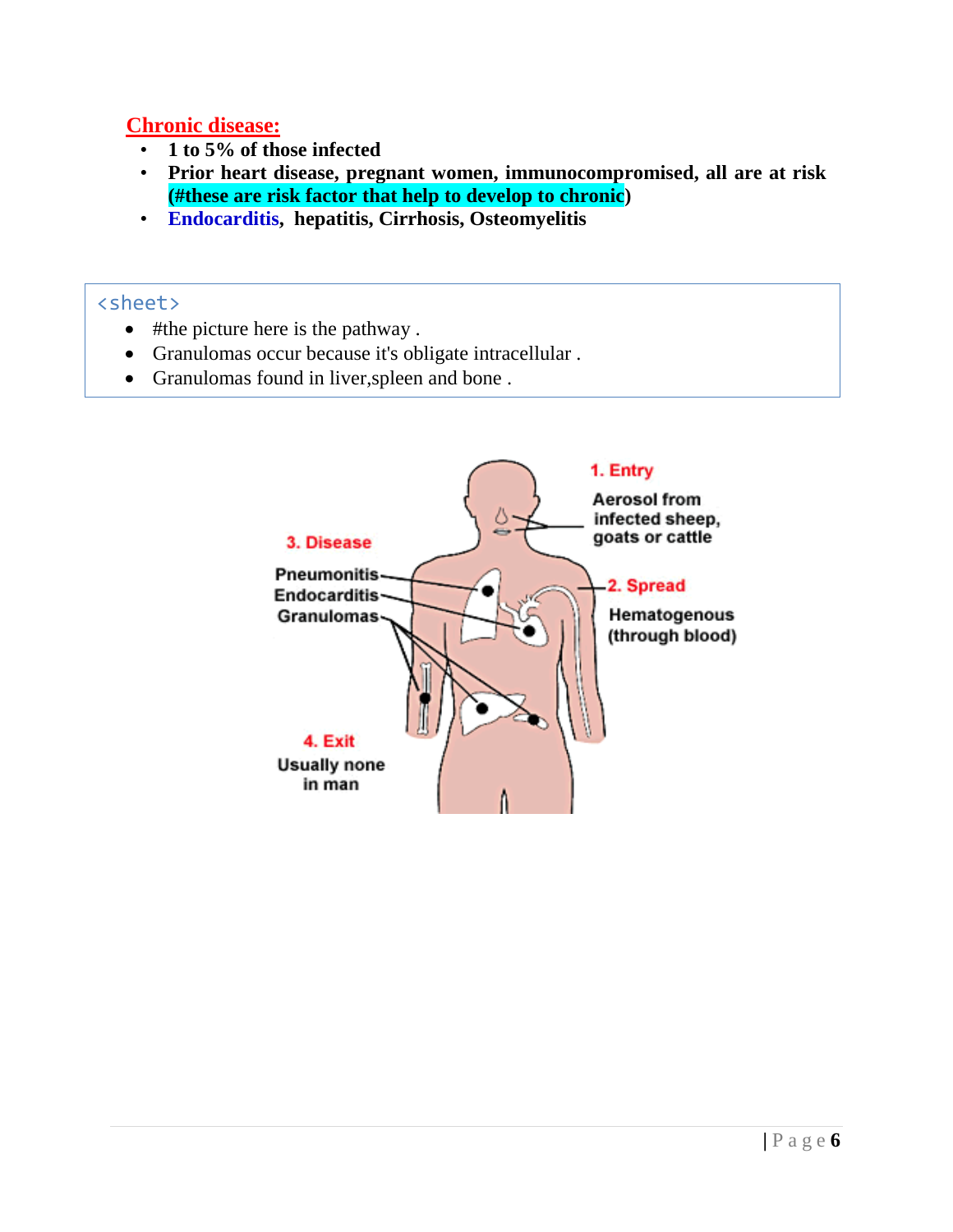## Chronic disease:

- **1 to 5% of those infected**
- **Prior heart disease, pregnant women, immunocompromised, all are at risk (#these are risk factor that help to develop to chronic)**
- **Endocarditis, hepatitis, Cirrhosis, Osteomyelitis**

<sheet>

- #the picture here is the pathway .
- Granulomas occur because it's obligate intracellular .
- Granulomas found in liver,spleen and bone .

1. Entry
Aerosol from infected sheep, goats or cattle

2. Spread
Hematogenous (through blood)

3. Disease
Pneumonitis
Endocarditis
Granulomas

4. Exit
Usually none in man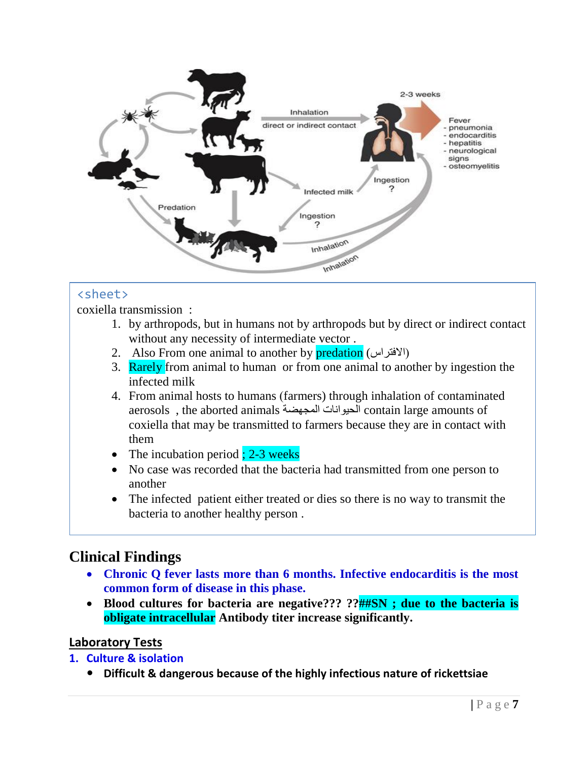<sheet>

coxiella transmission :

1. by arthropods, but in humans not by arthropods but by direct or indirect contact without any necessity of intermediate vector .
2. Also From one animal to another by predation (الافتراس)
3. Rarely from animal to human or from one animal to another by ingestion the infected milk
4. From animal hosts to humans (farmers) through inhalation of contaminated aerosols , the aborted animals الحيوانات المجهضة contain large amounts of coxiella that may be transmitted to farmers because they are in contact with them

- The incubation period ; 2-3 weeks
- No case was recorded that the bacteria had transmitted from one person to another
- The infected patient either treated or dies so there is no way to transmit the bacteria to another healthy person .

## Clinical Findings

- **Chronic Q fever lasts more than 6 months. Infective endocarditis is the most common form of disease in this phase.**
- **Blood cultures for bacteria are negative??? ??##SN ; due to the bacteria is obligate intracellular Antibody titer increase significantly.**

### Laboratory Tests

1. **Culture & isolation**
   - **Difficult & dangerous because of the highly infectious nature of rickettsiae**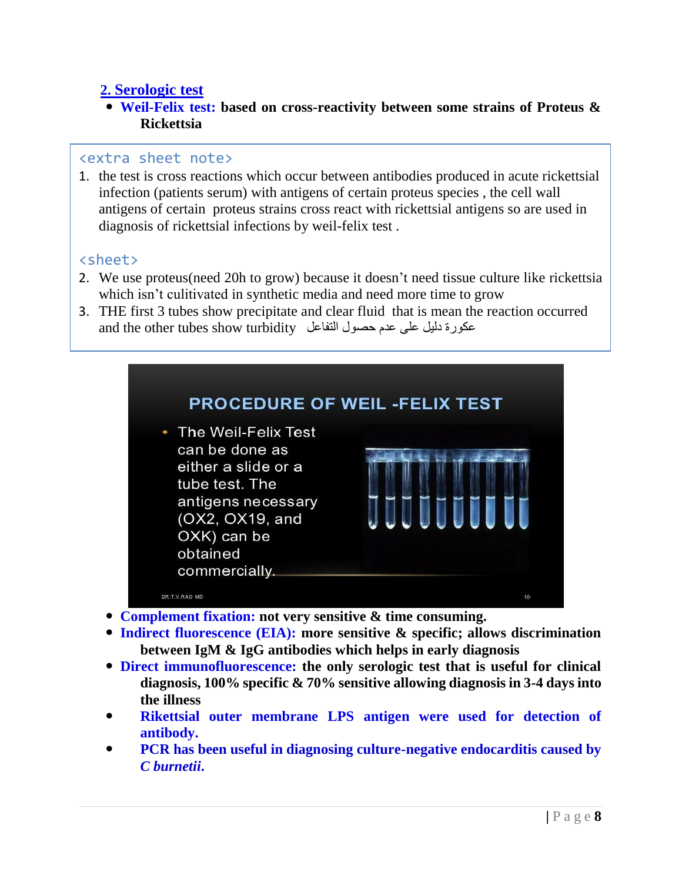## 2. Serologic test

- **Weil-Felix test: based on cross-reactivity between some strains of Proteus & Rickettsia**

<extra sheet note>

1. the test is cross reactions which occur between antibodies produced in acute rickettsial infection (patients serum) with antigens of certain proteus species , the cell wall antigens of certain proteus strains cross react with rickettsial antigens so are used in diagnosis of rickettsial infections by weil-felix test .

<sheet>

2. We use proteus(need 20h to grow) because it doesn't need tissue culture like rickettsia which isn't culitivated in synthetic media and need more time to grow
3. THE first 3 tubes show precipitate and clear fluid that is mean the reaction occurred and the other tubes show turbidity عكورة دليل على عدم حصول التفاعل

PROCEDURE OF WEIL -FELIX TEST

- The Weil-Felix Test can be done as either a slide or a tube test. The antigens necessary (OX2, OX19, and OXK) can be obtained commercially.

DR.T.V.RAO MD

- **Complement fixation: not very sensitive & time consuming.**
- **Indirect fluorescence (EIA): more sensitive & specific; allows discrimination between IgM & IgG antibodies which helps in early diagnosis**
- **Direct immunofluorescence: the only serologic test that is useful for clinical diagnosis, 100% specific & 70% sensitive allowing diagnosis in 3-4 days into the illness**
- **Rikettsial outer membrane LPS antigen were used for detection of antibody.**
- **PCR has been useful in diagnosing culture-negative endocarditis caused by *C burnetii*.**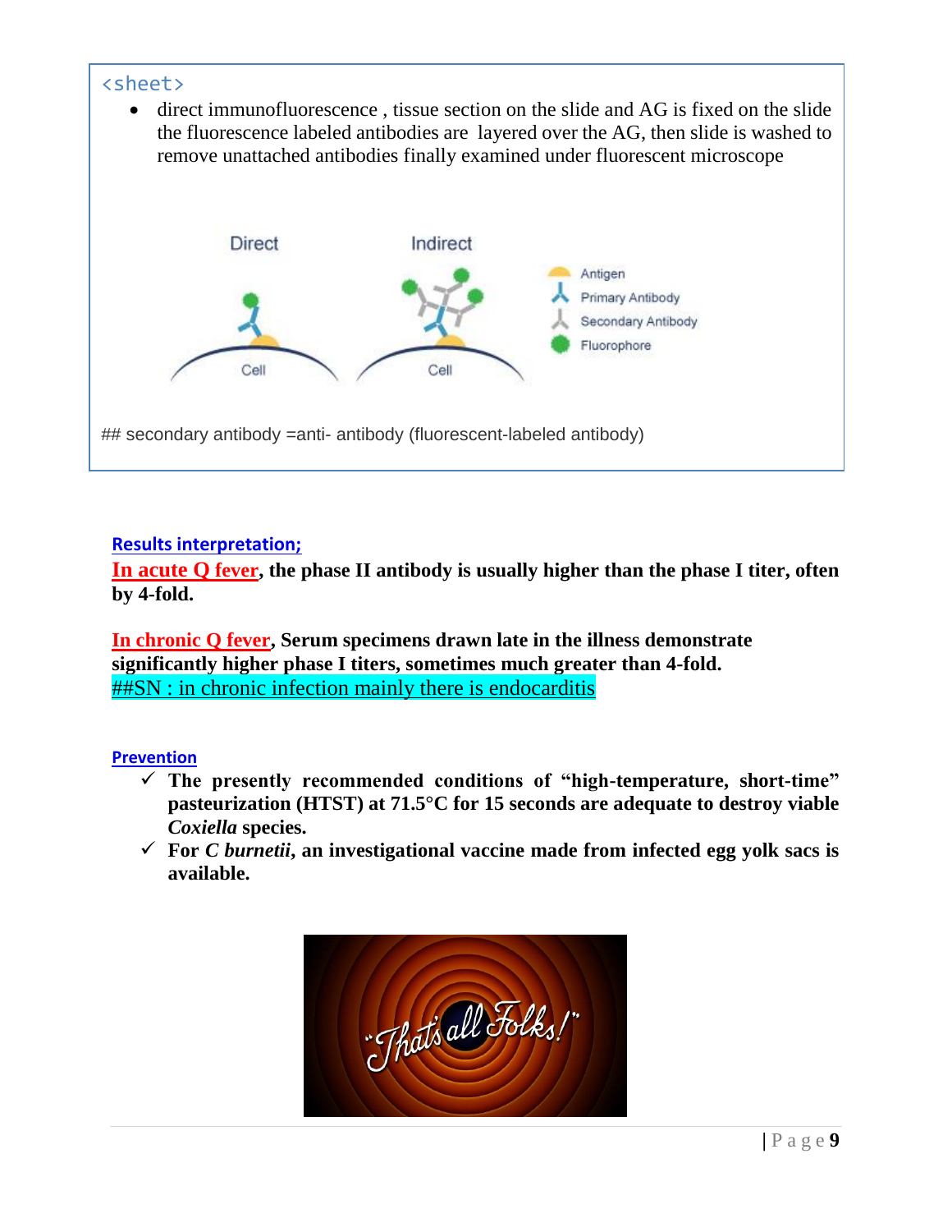<sheet>

- direct immunofluorescence , tissue section on the slide and AG is fixed on the slide the fluorescence labeled antibodies are layered over the AG, then slide is washed to remove unattached antibodies finally examined under fluorescent microscope

Direct
Cell
Indirect
Cell
Antigen
Primary Antibody
Secondary Antibody
Fluorophore

## secondary antibody =anti- antibody (fluorescent-labeled antibody)

**Results interpretation;**

**In acute Q fever, the phase II antibody is usually higher than the phase I titer, often by 4-fold.**

**In chronic Q fever, Serum specimens drawn late in the illness demonstrate significantly higher phase I titers, sometimes much greater than 4-fold.**
##SN : in chronic infection mainly there is endocarditis

**Prevention**

- ✓ **The presently recommended conditions of "high-temperature, short-time" pasteurization (HTST) at 71.5°C for 15 seconds are adequate to destroy viable *Coxiella* species.**
- ✓ **For *C burnetii*, an investigational vaccine made from infected egg yolk sacs is available.**

"That's all Folks!"